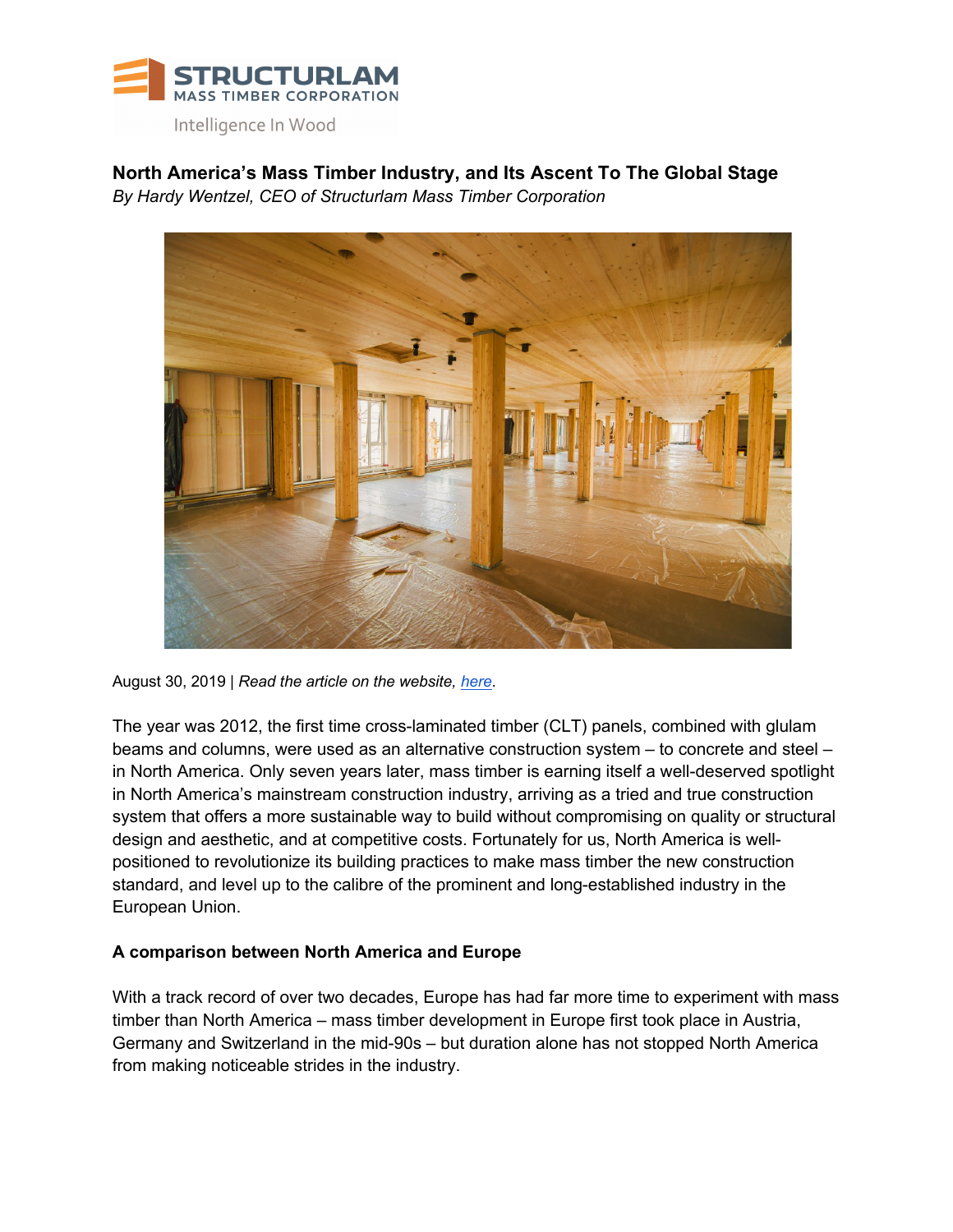STRUCTURLAM
MASS TIMBER CORPORATION
Intelligence In Wood

# North America's Mass Timber Industry, and Its Ascent To The Global Stage

*By Hardy Wentzel, CEO of Structurlam Mass Timber Corporation*

August 30, 2019 | *Read the article on the website, here.*

The year was 2012, the first time cross-laminated timber (CLT) panels, combined with glulam beams and columns, were used as an alternative construction system – to concrete and steel – in North America. Only seven years later, mass timber is earning itself a well-deserved spotlight in North America's mainstream construction industry, arriving as a tried and true construction system that offers a more sustainable way to build without compromising on quality or structural design and aesthetic, and at competitive costs. Fortunately for us, North America is well-positioned to revolutionize its building practices to make mass timber the new construction standard, and level up to the calibre of the prominent and long-established industry in the European Union.

## A comparison between North America and Europe

With a track record of over two decades, Europe has had far more time to experiment with mass timber than North America – mass timber development in Europe first took place in Austria, Germany and Switzerland in the mid-90s – but duration alone has not stopped North America from making noticeable strides in the industry.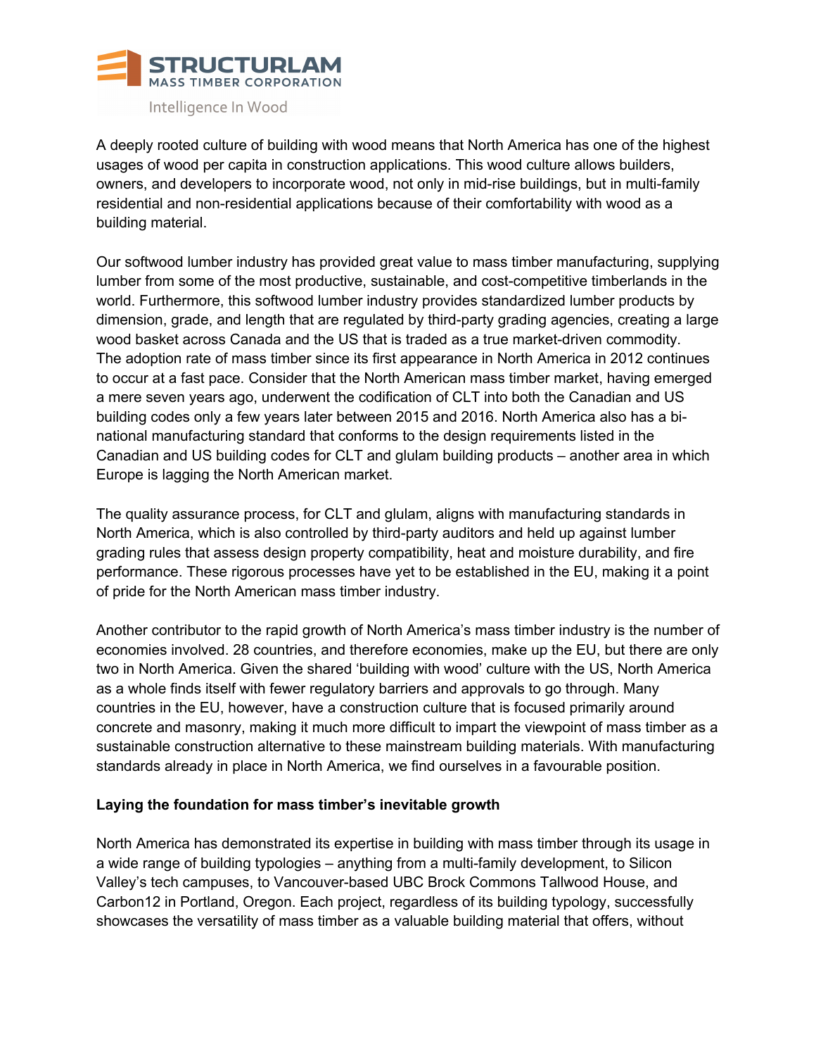A deeply rooted culture of building with wood means that North America has one of the highest usages of wood per capita in construction applications. This wood culture allows builders, owners, and developers to incorporate wood, not only in mid-rise buildings, but in multi-family residential and non-residential applications because of their comfortability with wood as a building material.

Our softwood lumber industry has provided great value to mass timber manufacturing, supplying lumber from some of the most productive, sustainable, and cost-competitive timberlands in the world. Furthermore, this softwood lumber industry provides standardized lumber products by dimension, grade, and length that are regulated by third-party grading agencies, creating a large wood basket across Canada and the US that is traded as a true market-driven commodity.
The adoption rate of mass timber since its first appearance in North America in 2012 continues to occur at a fast pace. Consider that the North American mass timber market, having emerged a mere seven years ago, underwent the codification of CLT into both the Canadian and US building codes only a few years later between 2015 and 2016. North America also has a bi-national manufacturing standard that conforms to the design requirements listed in the Canadian and US building codes for CLT and glulam building products – another area in which Europe is lagging the North American market.

The quality assurance process, for CLT and glulam, aligns with manufacturing standards in North America, which is also controlled by third-party auditors and held up against lumber grading rules that assess design property compatibility, heat and moisture durability, and fire performance. These rigorous processes have yet to be established in the EU, making it a point of pride for the North American mass timber industry.

Another contributor to the rapid growth of North America's mass timber industry is the number of economies involved. 28 countries, and therefore economies, make up the EU, but there are only two in North America. Given the shared 'building with wood' culture with the US, North America as a whole finds itself with fewer regulatory barriers and approvals to go through. Many countries in the EU, however, have a construction culture that is focused primarily around concrete and masonry, making it much more difficult to impart the viewpoint of mass timber as a sustainable construction alternative to these mainstream building materials. With manufacturing standards already in place in North America, we find ourselves in a favourable position.

**Laying the foundation for mass timber's inevitable growth**

North America has demonstrated its expertise in building with mass timber through its usage in a wide range of building typologies – anything from a multi-family development, to Silicon Valley's tech campuses, to Vancouver-based UBC Brock Commons Tallwood House, and Carbon12 in Portland, Oregon. Each project, regardless of its building typology, successfully showcases the versatility of mass timber as a valuable building material that offers, without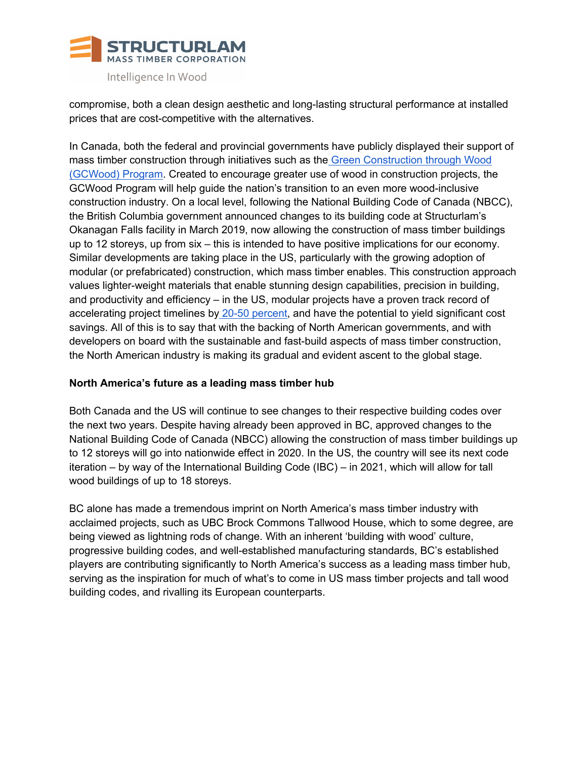compromise, both a clean design aesthetic and long-lasting structural performance at installed prices that are cost-competitive with the alternatives.

In Canada, both the federal and provincial governments have publicly displayed their support of mass timber construction through initiatives such as the [Green Construction through Wood (GCWood) Program]. Created to encourage greater use of wood in construction projects, the GCWood Program will help guide the nation's transition to an even more wood-inclusive construction industry. On a local level, following the National Building Code of Canada (NBCC), the British Columbia government announced changes to its building code at Structurlam's Okanagan Falls facility in March 2019, now allowing the construction of mass timber buildings up to 12 storeys, up from six – this is intended to have positive implications for our economy. Similar developments are taking place in the US, particularly with the growing adoption of modular (or prefabricated) construction, which mass timber enables. This construction approach values lighter-weight materials that enable stunning design capabilities, precision in building, and productivity and efficiency – in the US, modular projects have a proven track record of accelerating project timelines by [20-50 percent], and have the potential to yield significant cost savings. All of this is to say that with the backing of North American governments, and with developers on board with the sustainable and fast-build aspects of mass timber construction, the North American industry is making its gradual and evident ascent to the global stage.

**North America's future as a leading mass timber hub**

Both Canada and the US will continue to see changes to their respective building codes over the next two years. Despite having already been approved in BC, approved changes to the National Building Code of Canada (NBCC) allowing the construction of mass timber buildings up to 12 storeys will go into nationwide effect in 2020. In the US, the country will see its next code iteration – by way of the International Building Code (IBC) – in 2021, which will allow for tall wood buildings of up to 18 storeys.

BC alone has made a tremendous imprint on North America's mass timber industry with acclaimed projects, such as UBC Brock Commons Tallwood House, which to some degree, are being viewed as lightning rods of change. With an inherent 'building with wood' culture, progressive building codes, and well-established manufacturing standards, BC's established players are contributing significantly to North America's success as a leading mass timber hub, serving as the inspiration for much of what's to come in US mass timber projects and tall wood building codes, and rivalling its European counterparts.